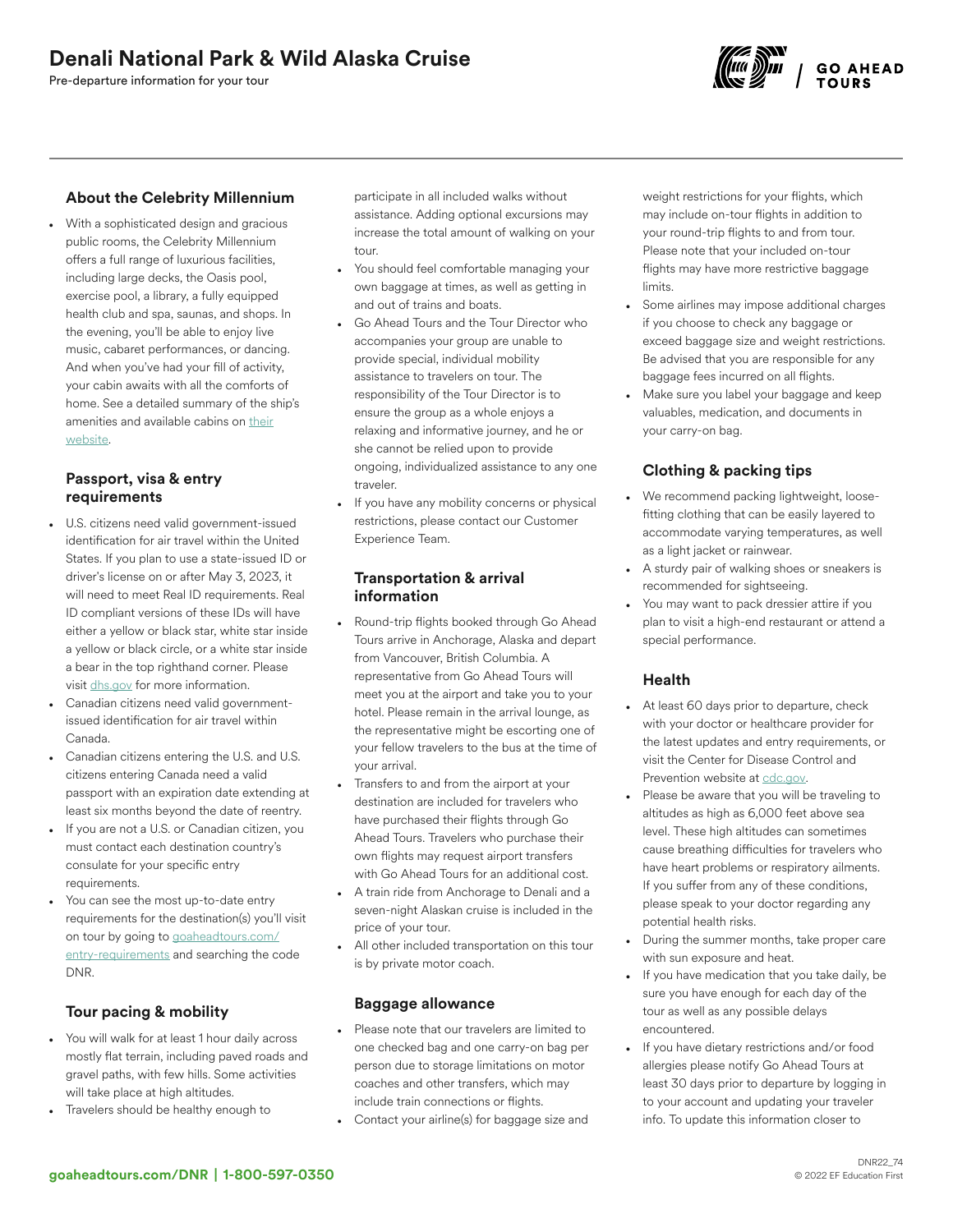# Denali National Park & Wild Alaska Cruise

Pre-departure information for your tour

### About the Celebrity Millennium

- With a sophisticated design and gracious public rooms, the Celebrity Millennium offers a full range of luxurious facilities, including large decks, the Oasis pool, exercise pool, a library, a fully equipped health club and spa, saunas, and shops. In the evening, you'll be able to enjoy live music, cabaret performances, or dancing. And when you've had your fill of activity, your cabin awaits with all the comforts of home. See a detailed summary of the ship's amenities and available cabins on their website.

### Passport, visa & entry requirements

- U.S. citizens need valid government-issued identification for air travel within the United States. If you plan to use a state-issued ID or driver's license on or after May 3, 2023, it will need to meet Real ID requirements. Real ID compliant versions of these IDs will have either a yellow or black star, white star inside a yellow or black circle, or a white star inside a bear in the top righthand corner. Please visit dhs.gov for more information.
- Canadian citizens need valid government-issued identification for air travel within Canada.
- Canadian citizens entering the U.S. and U.S. citizens entering Canada need a valid passport with an expiration date extending at least six months beyond the date of reentry.
- If you are not a U.S. or Canadian citizen, you must contact each destination country's consulate for your specific entry requirements.
- You can see the most up-to-date entry requirements for the destination(s) you'll visit on tour by going to goaheadtours.com/entry-requirements and searching the code DNR.

### Tour pacing & mobility

- You will walk for at least 1 hour daily across mostly flat terrain, including paved roads and gravel paths, with few hills. Some activities will take place at high altitudes.
- Travelers should be healthy enough to participate in all included walks without assistance. Adding optional excursions may increase the total amount of walking on your tour.
- You should feel comfortable managing your own baggage at times, as well as getting in and out of trains and boats.
- Go Ahead Tours and the Tour Director who accompanies your group are unable to provide special, individual mobility assistance to travelers on tour. The responsibility of the Tour Director is to ensure the group as a whole enjoys a relaxing and informative journey, and he or she cannot be relied upon to provide ongoing, individualized assistance to any one traveler.
- If you have any mobility concerns or physical restrictions, please contact our Customer Experience Team.

### Transportation & arrival information

- Round-trip flights booked through Go Ahead Tours arrive in Anchorage, Alaska and depart from Vancouver, British Columbia. A representative from Go Ahead Tours will meet you at the airport and take you to your hotel. Please remain in the arrival lounge, as the representative might be escorting one of your fellow travelers to the bus at the time of your arrival.
- Transfers to and from the airport at your destination are included for travelers who have purchased their flights through Go Ahead Tours. Travelers who purchase their own flights may request airport transfers with Go Ahead Tours for an additional cost.
- A train ride from Anchorage to Denali and a seven-night Alaskan cruise is included in the price of your tour.
- All other included transportation on this tour is by private motor coach.

### Baggage allowance

- Please note that our travelers are limited to one checked bag and one carry-on bag per person due to storage limitations on motor coaches and other transfers, which may include train connections or flights.
- Contact your airline(s) for baggage size and weight restrictions for your flights, which may include on-tour flights in addition to your round-trip flights to and from tour. Please note that your included on-tour flights may have more restrictive baggage limits.
- Some airlines may impose additional charges if you choose to check any baggage or exceed baggage size and weight restrictions. Be advised that you are responsible for any baggage fees incurred on all flights.
- Make sure you label your baggage and keep valuables, medication, and documents in your carry-on bag.

### Clothing & packing tips

- We recommend packing lightweight, loose-fitting clothing that can be easily layered to accommodate varying temperatures, as well as a light jacket or rainwear.
- A sturdy pair of walking shoes or sneakers is recommended for sightseeing.
- You may want to pack dressier attire if you plan to visit a high-end restaurant or attend a special performance.

### Health

- At least 60 days prior to departure, check with your doctor or healthcare provider for the latest updates and entry requirements, or visit the Center for Disease Control and Prevention website at cdc.gov.
- Please be aware that you will be traveling to altitudes as high as 6,000 feet above sea level. These high altitudes can sometimes cause breathing difficulties for travelers who have heart problems or respiratory ailments. If you suffer from any of these conditions, please speak to your doctor regarding any potential health risks.
- During the summer months, take proper care with sun exposure and heat.
- If you have medication that you take daily, be sure you have enough for each day of the tour as well as any possible delays encountered.
- If you have dietary restrictions and/or food allergies please notify Go Ahead Tours at least 30 days prior to departure by logging in to your account and updating your traveler info. To update this information closer to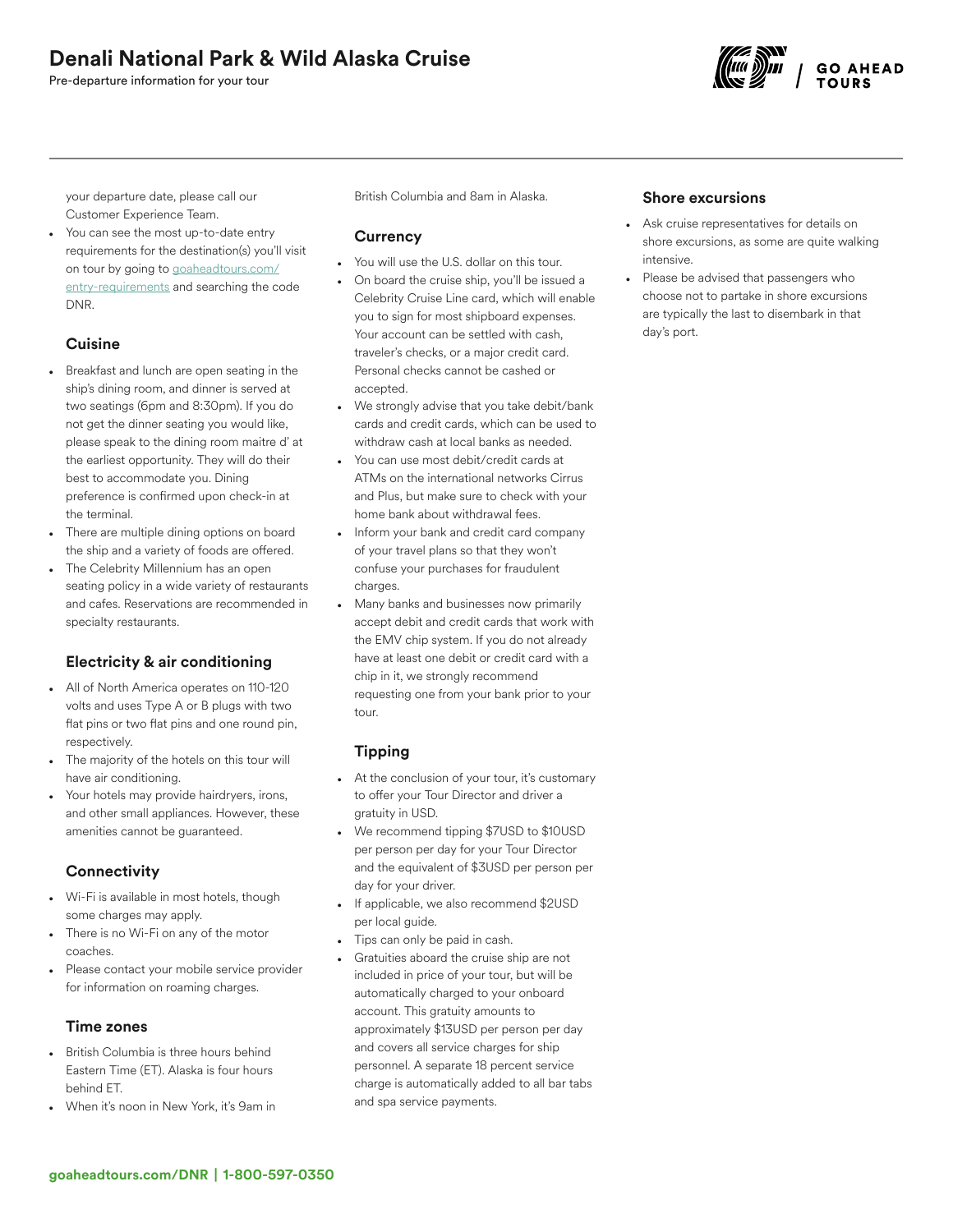your departure date, please call our Customer Experience Team.

- You can see the most up-to-date entry requirements for the destination(s) you'll visit on tour by going to goaheadtours.com/entry-requirements and searching the code DNR.

### Cuisine

- Breakfast and lunch are open seating in the ship's dining room, and dinner is served at two seatings (6pm and 8:30pm). If you do not get the dinner seating you would like, please speak to the dining room maitre d' at the earliest opportunity. They will do their best to accommodate you. Dining preference is confirmed upon check-in at the terminal.
- There are multiple dining options on board the ship and a variety of foods are offered.
- The Celebrity Millennium has an open seating policy in a wide variety of restaurants and cafes. Reservations are recommended in specialty restaurants.

### Electricity & air conditioning

- All of North America operates on 110-120 volts and uses Type A or B plugs with two flat pins or two flat pins and one round pin, respectively.
- The majority of the hotels on this tour will have air conditioning.
- Your hotels may provide hairdryers, irons, and other small appliances. However, these amenities cannot be guaranteed.

### Connectivity

- Wi-Fi is available in most hotels, though some charges may apply.
- There is no Wi-Fi on any of the motor coaches.
- Please contact your mobile service provider for information on roaming charges.

### Time zones

- British Columbia is three hours behind Eastern Time (ET). Alaska is four hours behind ET.
- When it's noon in New York, it's 9am in British Columbia and 8am in Alaska.

### Currency

- You will use the U.S. dollar on this tour.
- On board the cruise ship, you'll be issued a Celebrity Cruise Line card, which will enable you to sign for most shipboard expenses. Your account can be settled with cash, traveler's checks, or a major credit card. Personal checks cannot be cashed or accepted.
- We strongly advise that you take debit/bank cards and credit cards, which can be used to withdraw cash at local banks as needed.
- You can use most debit/credit cards at ATMs on the international networks Cirrus and Plus, but make sure to check with your home bank about withdrawal fees.
- Inform your bank and credit card company of your travel plans so that they won't confuse your purchases for fraudulent charges.
- Many banks and businesses now primarily accept debit and credit cards that work with the EMV chip system. If you do not already have at least one debit or credit card with a chip in it, we strongly recommend requesting one from your bank prior to your tour.

### Tipping

- At the conclusion of your tour, it's customary to offer your Tour Director and driver a gratuity in USD.
- We recommend tipping $7USD to $10USD per person per day for your Tour Director and the equivalent of $3USD per person per day for your driver.
- If applicable, we also recommend $2USD per local guide.
- Tips can only be paid in cash.
- Gratuities aboard the cruise ship are not included in price of your tour, but will be automatically charged to your onboard account. This gratuity amounts to approximately $13USD per person per day and covers all service charges for ship personnel. A separate 18 percent service charge is automatically added to all bar tabs and spa service payments.

### Shore excursions

- Ask cruise representatives for details on shore excursions, as some are quite walking intensive.
- Please be advised that passengers who choose not to partake in shore excursions are typically the last to disembark in that day's port.